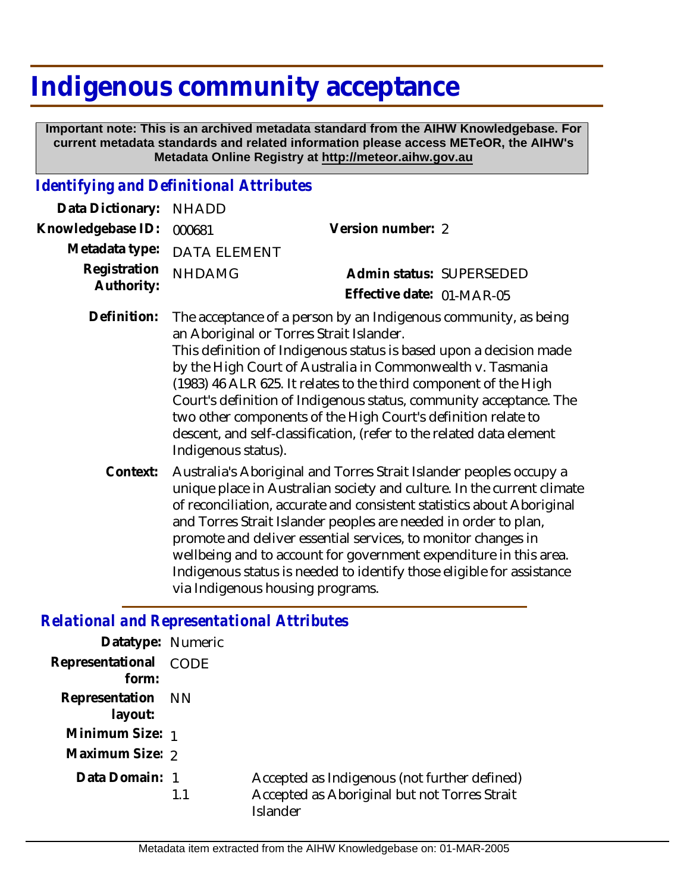# Indigenous community acceptance

**Important note: This is an archived metadata standard from the AIHW Knowledgebase. For current metadata standards and related information please access METeOR, the AIHW's Metadata Online Registry at http://meteor.aihw.gov.au**

## *Identifying and Definitional Attributes*

| | | | |
|---|---|---|---|
| **Data Dictionary:** | NHADD | | |
| **Knowledgebase ID:** | 000681 | **Version number:** | 2 |
| **Metadata type:** | DATA ELEMENT | | |
| **Registration Authority:** | NHDAMG | **Admin status:** | SUPERSEDED |
| | | **Effective date:** | 01-MAR-05 |

**Definition:** The acceptance of a person by an Indigenous community, as being an Aboriginal or Torres Strait Islander.
This definition of Indigenous status is based upon a decision made by the High Court of Australia in Commonwealth v. Tasmania (1983) 46 ALR 625. It relates to the third component of the High Court's definition of Indigenous status, community acceptance. The two other components of the High Court's definition relate to descent, and self-classification, (refer to the related data element Indigenous status).

**Context:** Australia's Aboriginal and Torres Strait Islander peoples occupy a unique place in Australian society and culture. In the current climate of reconciliation, accurate and consistent statistics about Aboriginal and Torres Strait Islander peoples are needed in order to plan, promote and deliver essential services, to monitor changes in wellbeing and to account for government expenditure in this area. Indigenous status is needed to identify those eligible for assistance via Indigenous housing programs.

## *Relational and Representational Attributes*

**Datatype:** Numeric

**Representational form:** CODE

**Representation layout:** NN

**Minimum Size:** 1

**Maximum Size:** 2

**Data Domain:**

| | |
|---|---|
| 1 | Accepted as Indigenous (not further defined) |
| 1.1 | Accepted as Aboriginal but not Torres Strait Islander |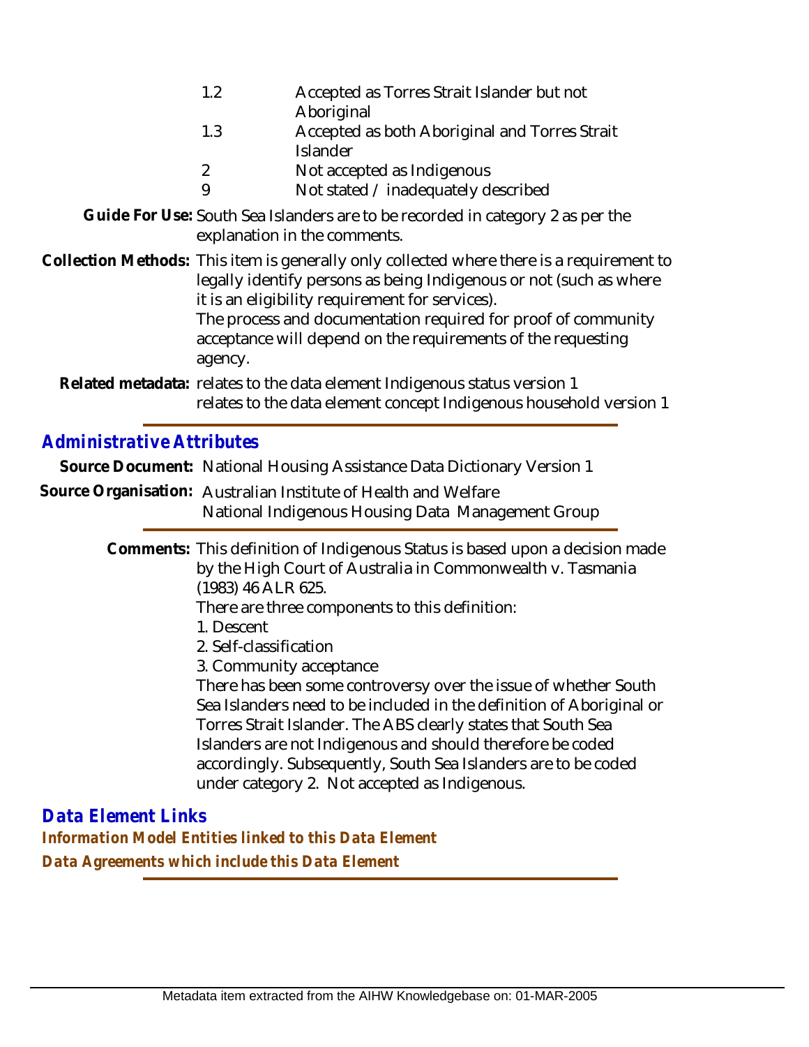| | |
|---|---|
| 1.2 | Accepted as Torres Strait Islander but not Aboriginal |
| 1.3 | Accepted as both Aboriginal and Torres Strait Islander |
| 2 | Not accepted as Indigenous |
| 9 | Not stated / inadequately described |

**Guide For Use:** South Sea Islanders are to be recorded in category 2 as per the explanation in the comments.

**Collection Methods:** This item is generally only collected where there is a requirement to legally identify persons as being Indigenous or not (such as where it is an eligibility requirement for services).
The process and documentation required for proof of community acceptance will depend on the requirements of the requesting agency.

**Related metadata:** relates to the data element Indigenous status version 1
relates to the data element concept Indigenous household version 1

## Administrative Attributes

**Source Document:** National Housing Assistance Data Dictionary Version 1

**Source Organisation:** Australian Institute of Health and Welfare
National Indigenous Housing Data Management Group

**Comments:** This definition of Indigenous Status is based upon a decision made by the High Court of Australia in Commonwealth v. Tasmania (1983) 46 ALR 625.
There are three components to this definition:
1. Descent
2. Self-classification
3. Community acceptance

There has been some controversy over the issue of whether South Sea Islanders need to be included in the definition of Aboriginal or Torres Strait Islander. The ABS clearly states that South Sea Islanders are not Indigenous and should therefore be coded accordingly. Subsequently, South Sea Islanders are to be coded under category 2. Not accepted as Indigenous.

## Data Element Links

***Information Model Entities linked to this Data Element***

***Data Agreements which include this Data Element***